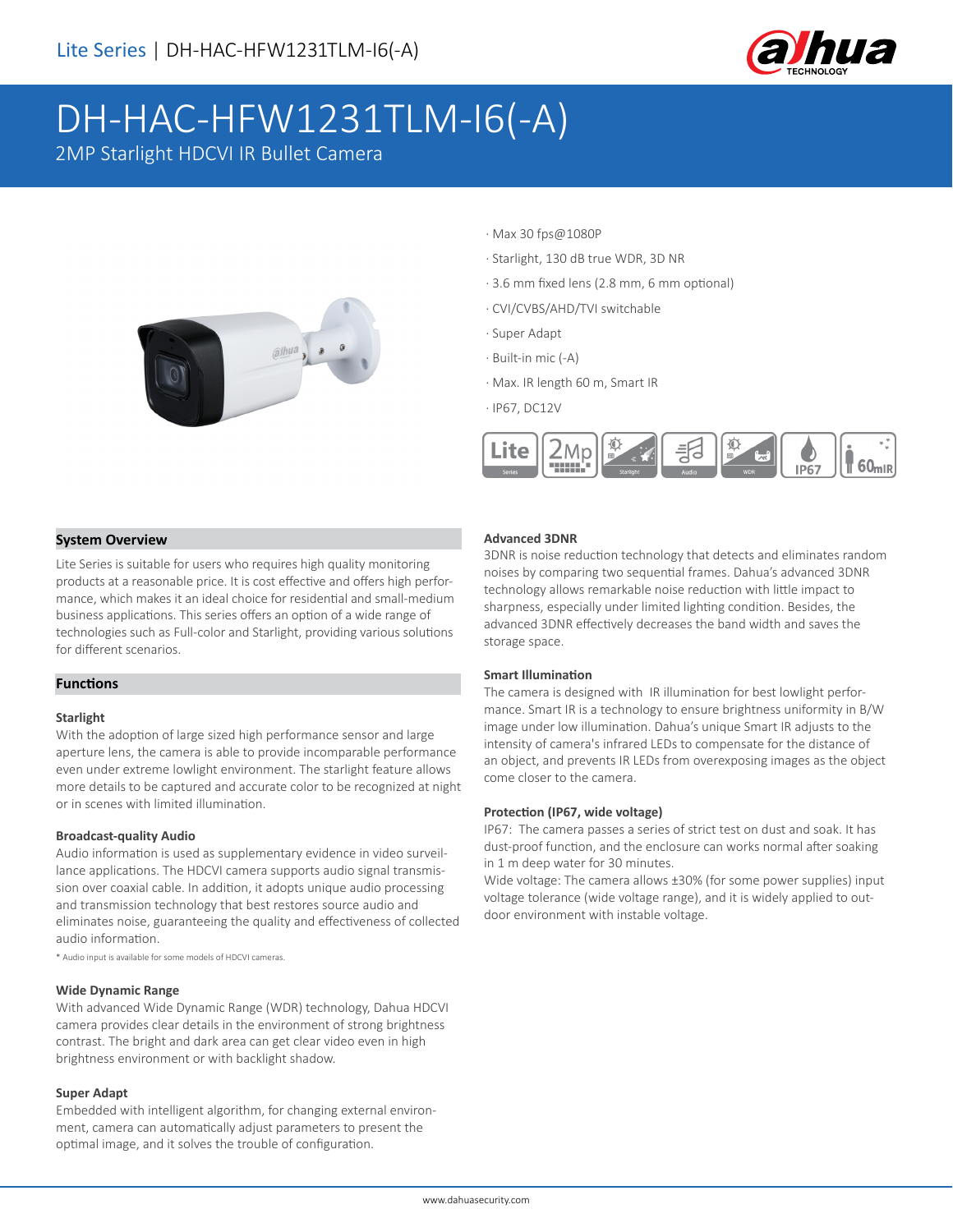Lite Series | DH-HAC-HFW1231TLM-I6(-A)

# DH-HAC-HFW1231TLM-I6(-A)

2MP Starlight HDCVI IR Bullet Camera

- Max 30 fps@1080P
- Starlight, 130 dB true WDR, 3D NR
- 3.6 mm fixed lens (2.8 mm, 6 mm optional)
- CVI/CVBS/AHD/TVI switchable
- Super Adapt
- Built-in mic (-A)
- Max. IR length 60 m, Smart IR
- IP67, DC12V

## System Overview

Lite Series is suitable for users who requires high quality monitoring products at a reasonable price. It is cost effective and offers high performance, which makes it an ideal choice for residential and small-medium business applications. This series offers an option of a wide range of technologies such as Full-color and Starlight, providing various solutions for different scenarios.

## Functions

### Starlight

With the adoption of large sized high performance sensor and large aperture lens, the camera is able to provide incomparable performance even under extreme lowlight environment. The starlight feature allows more details to be captured and accurate color to be recognized at night or in scenes with limited illumination.

### Broadcast-quality Audio

Audio information is used as supplementary evidence in video surveillance applications. The HDCVI camera supports audio signal transmission over coaxial cable. In addition, it adopts unique audio processing and transmission technology that best restores source audio and eliminates noise, guaranteeing the quality and effectiveness of collected audio information.

* Audio input is available for some models of HDCVI cameras.

### Wide Dynamic Range

With advanced Wide Dynamic Range (WDR) technology, Dahua HDCVI camera provides clear details in the environment of strong brightness contrast. The bright and dark area can get clear video even in high brightness environment or with backlight shadow.

### Super Adapt

Embedded with intelligent algorithm, for changing external environment, camera can automatically adjust parameters to present the optimal image, and it solves the trouble of configuration.

### Advanced 3DNR

3DNR is noise reduction technology that detects and eliminates random noises by comparing two sequential frames. Dahua's advanced 3DNR technology allows remarkable noise reduction with little impact to sharpness, especially under limited lighting condition. Besides, the advanced 3DNR effectively decreases the band width and saves the storage space.

### Smart Illumination

The camera is designed with IR illumination for best lowlight performance. Smart IR is a technology to ensure brightness uniformity in B/W image under low illumination. Dahua's unique Smart IR adjusts to the intensity of camera's infrared LEDs to compensate for the distance of an object, and prevents IR LEDs from overexposing images as the object come closer to the camera.

### Protection (IP67, wide voltage)

IP67: The camera passes a series of strict test on dust and soak. It has dust-proof function, and the enclosure can works normal after soaking in 1 m deep water for 30 minutes.

Wide voltage: The camera allows ±30% (for some power supplies) input voltage tolerance (wide voltage range), and it is widely applied to outdoor environment with instable voltage.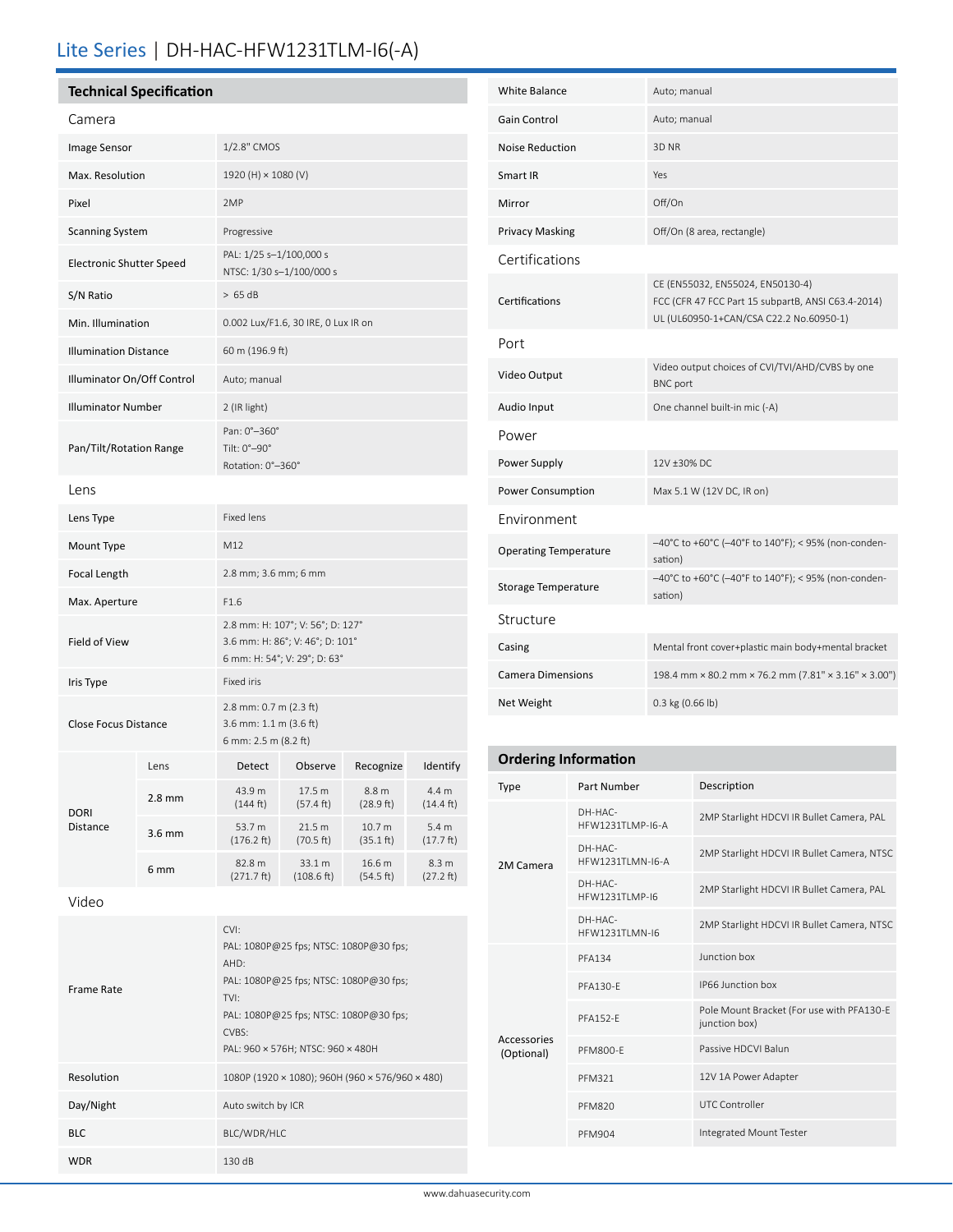# Lite Series | DH-HAC-HFW1231TLM-I6(-A)

## Technical Specification

### Camera

| | |
|---|---|
| Image Sensor | 1/2.8" CMOS |
| Max. Resolution | 1920 (H) × 1080 (V) |
| Pixel | 2MP |
| Scanning System | Progressive |
| Electronic Shutter Speed | PAL: 1/25 s–1/100,000 s<br>NTSC: 1/30 s–1/100/000 s |
| S/N Ratio | > 65 dB |
| Min. Illumination | 0.002 Lux/F1.6, 30 IRE, 0 Lux IR on |
| Illumination Distance | 60 m (196.9 ft) |
| Illuminator On/Off Control | Auto; manual |
| Illuminator Number | 2 (IR light) |
| Pan/Tilt/Rotation Range | Pan: 0°–360°<br>Tilt: 0°–90°<br>Rotation: 0°–360° |

### Lens

| | |
|---|---|
| Lens Type | Fixed lens |
| Mount Type | M12 |
| Focal Length | 2.8 mm; 3.6 mm; 6 mm |
| Max. Aperture | F1.6 |
| Field of View | 2.8 mm: H: 107°; V: 56°; D: 127°<br>3.6 mm: H: 86°; V: 46°; D: 101°<br>6 mm: H: 54°; V: 29°; D: 63° |
| Iris Type | Fixed iris |
| Close Focus Distance | 2.8 mm: 0.7 m (2.3 ft)<br>3.6 mm: 1.1 m (3.6 ft)<br>6 mm: 2.5 m (8.2 ft) |

| DORI Distance | Lens | Detect | Observe | Recognize | Identify |
|---|---|---|---|---|---|
| | 2.8 mm | 43.9 m (144 ft) | 17.5 m (57.4 ft) | 8.8 m (28.9 ft) | 4.4 m (14.4 ft) |
| | 3.6 mm | 53.7 m (176.2 ft) | 21.5 m (70.5 ft) | 10.7 m (35.1 ft) | 5.4 m (17.7 ft) |
| | 6 mm | 82.8 m (271.7 ft) | 33.1 m (108.6 ft) | 16.6 m (54.5 ft) | 8.3 m (27.2 ft) |

### Video

| | |
|---|---|
| Frame Rate | CVI:<br>PAL: 1080P@25 fps; NTSC: 1080P@30 fps;<br>AHD:<br>PAL: 1080P@25 fps; NTSC: 1080P@30 fps;<br>TVI:<br>PAL: 1080P@25 fps; NTSC: 1080P@30 fps;<br>CVBS:<br>PAL: 960 × 576H; NTSC: 960 × 480H |
| Resolution | 1080P (1920 × 1080); 960H (960 × 576/960 × 480) |
| Day/Night | Auto switch by ICR |
| BLC | BLC/WDR/HLC |
| WDR | 130 dB |
| White Balance | Auto; manual |
| Gain Control | Auto; manual |
| Noise Reduction | 3D NR |
| Smart IR | Yes |
| Mirror | Off/On |
| Privacy Masking | Off/On (8 area, rectangle) |

### Certifications

| | |
|---|---|
| Certifications | CE (EN55032, EN55024, EN50130-4)<br>FCC (CFR 47 FCC Part 15 subpartB, ANSI C63.4-2014)<br>UL (UL60950-1+CAN/CSA C22.2 No.60950-1) |

### Port

| | |
|---|---|
| Video Output | Video output choices of CVI/TVI/AHD/CVBS by one BNC port |
| Audio Input | One channel built-in mic (-A) |

### Power

| | |
|---|---|
| Power Supply | 12V ±30% DC |
| Power Consumption | Max 5.1 W (12V DC, IR on) |

### Environment

| | |
|---|---|
| Operating Temperature | –40°C to +60°C (–40°F to 140°F); < 95% (non-condensation) |
| Storage Temperature | –40°C to +60°C (–40°F to 140°F); < 95% (non-condensation) |

### Structure

| | |
|---|---|
| Casing | Mental front cover+plastic main body+mental bracket |
| Camera Dimensions | 198.4 mm × 80.2 mm × 76.2 mm (7.81" × 3.16" × 3.00") |
| Net Weight | 0.3 kg (0.66 lb) |

## Ordering Information

| Type | Part Number | Description |
|---|---|---|
| 2M Camera | DH-HAC-HFW1231TLMP-I6-A | 2MP Starlight HDCVI IR Bullet Camera, PAL |
| | DH-HAC-HFW1231TLMN-I6-A | 2MP Starlight HDCVI IR Bullet Camera, NTSC |
| | DH-HAC-HFW1231TLMP-I6 | 2MP Starlight HDCVI IR Bullet Camera, PAL |
| | DH-HAC-HFW1231TLMN-I6 | 2MP Starlight HDCVI IR Bullet Camera, NTSC |
| Accessories (Optional) | PFA134 | Junction box |
| | PFA130-E | IP66 Junction box |
| | PFA152-E | Pole Mount Bracket (For use with PFA130-E junction box) |
| | PFM800-E | Passive HDCVI Balun |
| | PFM321 | 12V 1A Power Adapter |
| | PFM820 | UTC Controller |
| | PFM904 | Integrated Mount Tester |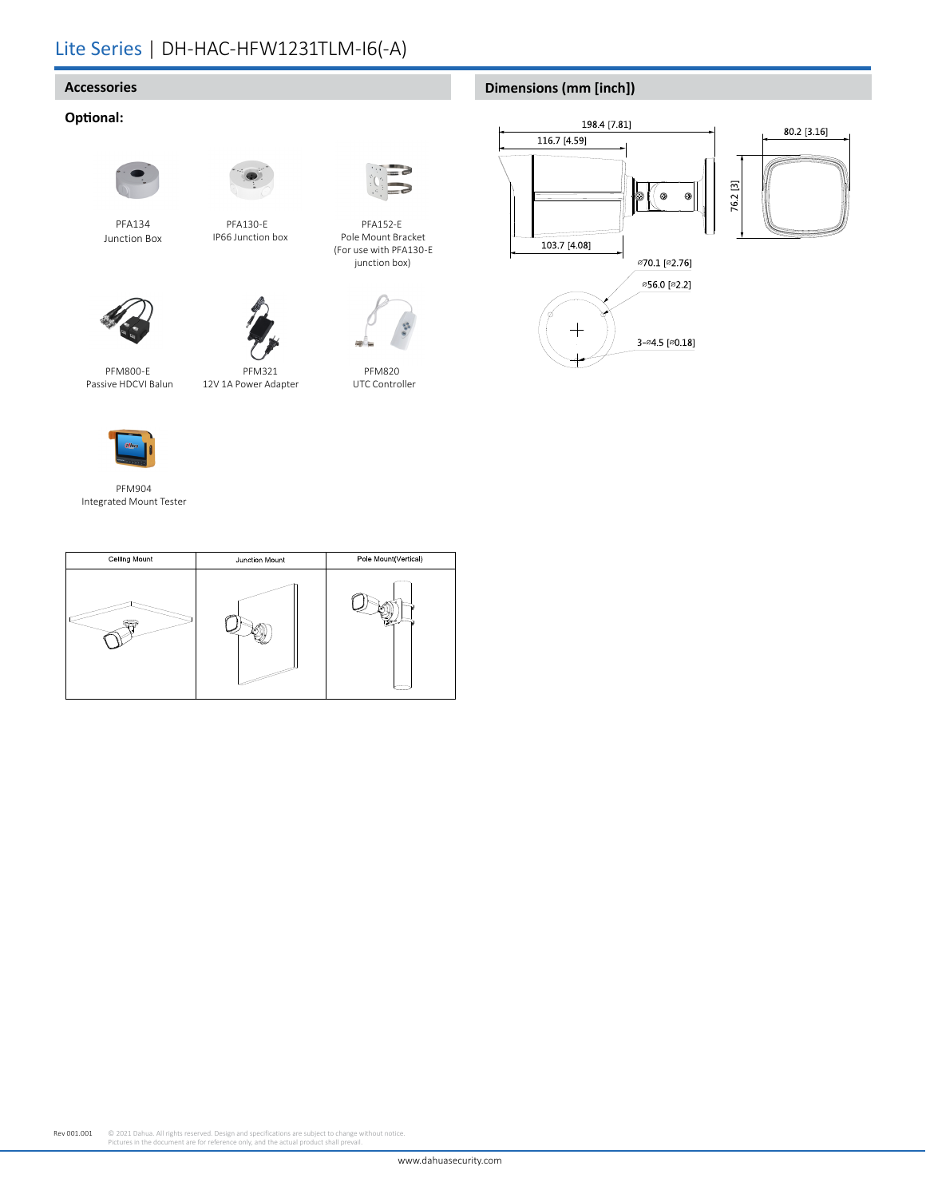## Accessories

### Optional:

PFA134
Junction Box

PFA130-E
IP66 Junction box

PFA152-E
Pole Mount Bracket
(For use with PFA130-E junction box)

PFM800-E
Passive HDCVI Balun

PFM321
12V 1A Power Adapter

PFM820
UTC Controller

PFM904
Integrated Mount Tester

| Ceiling Mount | Junction Mount | Pole Mount(Vertical) |
| --- | --- | --- |
| | | |

## Dimensions (mm [inch])

198.4 [7.81]
116.7 [4.59]
103.7 [4.08]
80.2 [3.16]
76.2 [3]
⌀70.1 [⌀2.76]
⌀56.0 [⌀2.2]
3-⌀4.5 [⌀0.18]

Rev 001.001 © 2021 Dahua. All rights reserved. Design and specifications are subject to change without notice.
Pictures in the document are for reference only, and the actual product shall prevail.

www.dahuasecurity.com